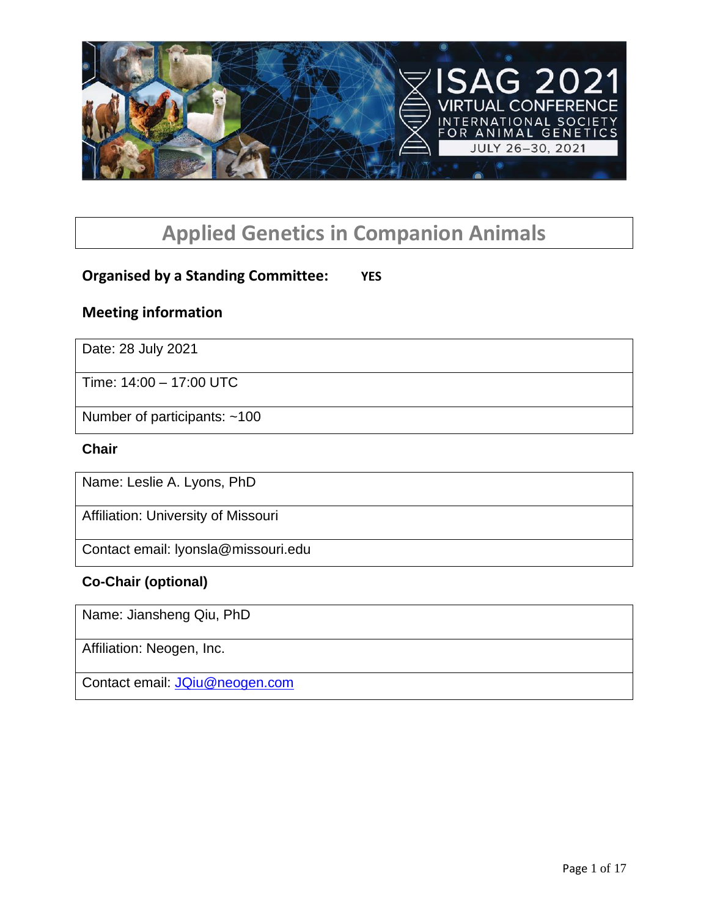# Applied Genetics in Companion Animals

**Organised by a Standing Committee:** **YES**

## Meeting information

| Date: 28 July 2021 |
|---|
| Time: 14:00 – 17:00 UTC |
| Number of participants: ~100 |

### Chair

| Name: Leslie A. Lyons, PhD |
|---|
| Affiliation: University of Missouri |
| Contact email: lyonsla@missouri.edu |

### Co-Chair (optional)

| Name: Jiansheng Qiu, PhD |
|---|
| Affiliation: Neogen, Inc. |
| Contact email: JQiu@neogen.com |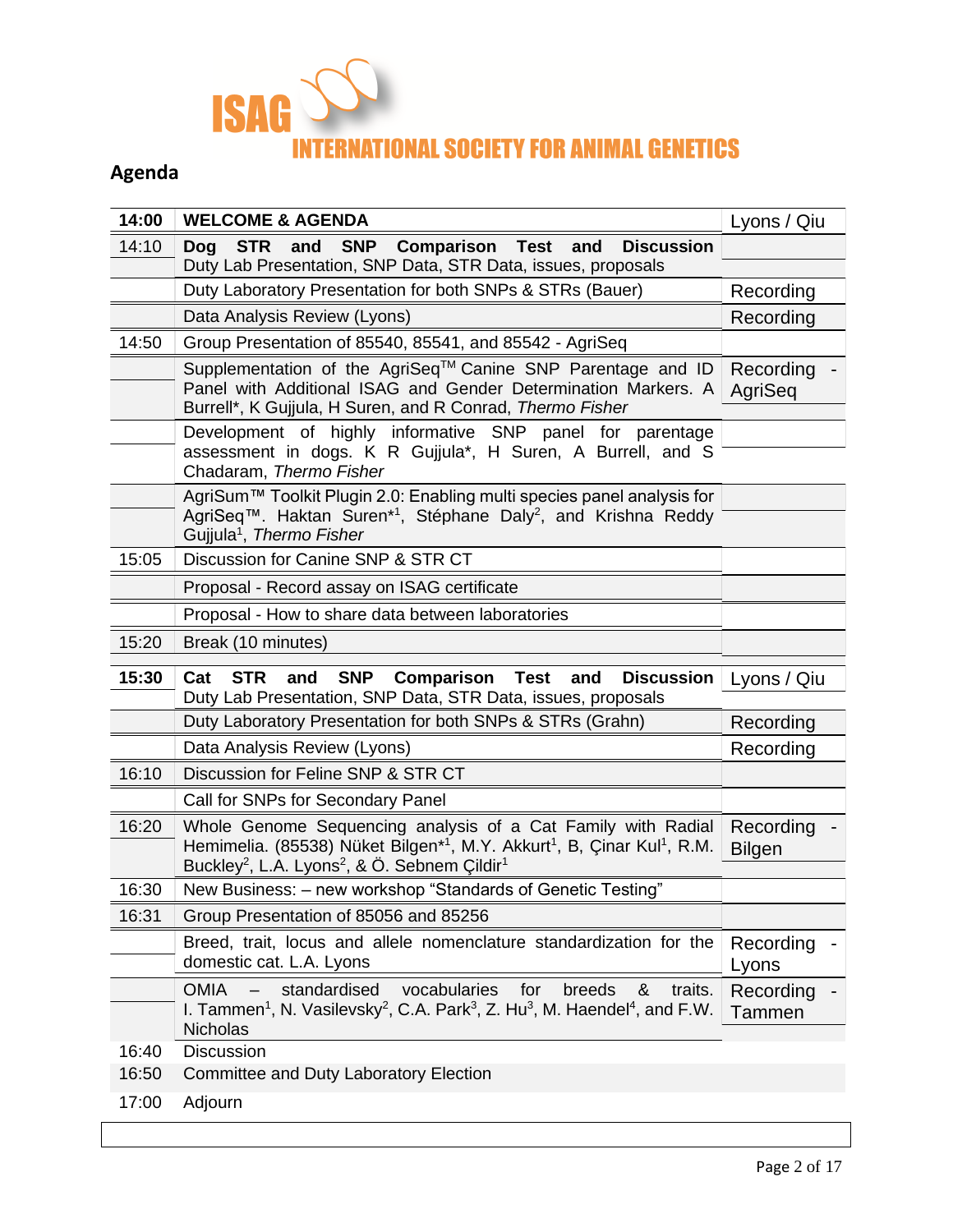ISAG

INTERNATIONAL SOCIETY FOR ANIMAL GENETICS

## Agenda

| | | |
|---|---|---|
| **14:00** | **WELCOME & AGENDA** | Lyons / Qiu |
| 14:10 | **Dog STR and SNP Comparison Test and Discussion** Duty Lab Presentation, SNP Data, STR Data, issues, proposals | |
| | Duty Laboratory Presentation for both SNPs & STRs (Bauer) | Recording |
| | Data Analysis Review (Lyons) | Recording |
| 14:50 | Group Presentation of 85540, 85541, and 85542 - AgriSeq | |
| | Supplementation of the AgriSeq™ Canine SNP Parentage and ID Panel with Additional ISAG and Gender Determination Markers. A Burrell*, K Gujjula, H Suren, and R Conrad, *Thermo Fisher* | Recording - AgriSeq |
| | Development of highly informative SNP panel for parentage assessment in dogs. K R Gujjula*, H Suren, A Burrell, and S Chadaram, *Thermo Fisher* | |
| | AgriSum™ Toolkit Plugin 2.0: Enabling multi species panel analysis for AgriSeq™. Haktan Suren*[1], Stéphane Daly[2], and Krishna Reddy Gujjula[1], *Thermo Fisher* | |
| 15:05 | Discussion for Canine SNP & STR CT | |
| | Proposal - Record assay on ISAG certificate | |
| | Proposal - How to share data between laboratories | |
| 15:20 | Break (10 minutes) | |
| **15:30** | **Cat STR and SNP Comparison Test and Discussion** Duty Lab Presentation, SNP Data, STR Data, issues, proposals | Lyons / Qiu |
| | Duty Laboratory Presentation for both SNPs & STRs (Grahn) | Recording |
| | Data Analysis Review (Lyons) | Recording |
| 16:10 | Discussion for Feline SNP & STR CT | |
| | Call for SNPs for Secondary Panel | |
| 16:20 | Whole Genome Sequencing analysis of a Cat Family with Radial Hemimelia. (85538) Nüket Bilgen*[1], M.Y. Akkurt[1], B, Çinar Kul[1], R.M. Buckley[2], L.A. Lyons[2], & Ö. Sebnem Çildir[1] | Recording - Bilgen |
| 16:30 | New Business: – new workshop "Standards of Genetic Testing" | |
| 16:31 | Group Presentation of 85056 and 85256 | |
| | Breed, trait, locus and allele nomenclature standardization for the domestic cat. L.A. Lyons | Recording - Lyons |
| | OMIA – standardised vocabularies for breeds & traits. I. Tammen[1], N. Vasilevsky[2], C.A. Park[3], Z. Hu[3], M. Haendel[4], and F.W. Nicholas | Recording - Tammen |
| 16:40 | Discussion | |
| 16:50 | Committee and Duty Laboratory Election | |
| 17:00 | Adjourn | |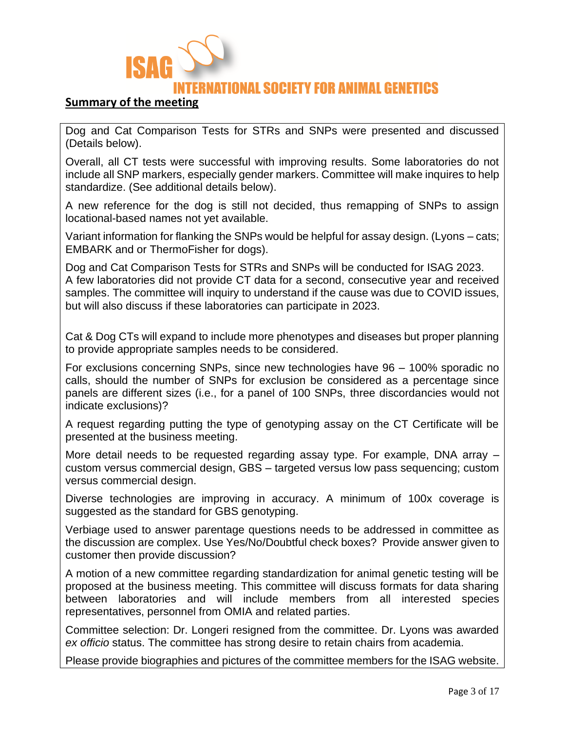ISAG

INTERNATIONAL SOCIETY FOR ANIMAL GENETICS

## Summary of the meeting

Dog and Cat Comparison Tests for STRs and SNPs were presented and discussed (Details below).

Overall, all CT tests were successful with improving results. Some laboratories do not include all SNP markers, especially gender markers. Committee will make inquires to help standardize. (See additional details below).

A new reference for the dog is still not decided, thus remapping of SNPs to assign locational-based names not yet available.

Variant information for flanking the SNPs would be helpful for assay design. (Lyons – cats; EMBARK and or ThermoFisher for dogs).

Dog and Cat Comparison Tests for STRs and SNPs will be conducted for ISAG 2023.
A few laboratories did not provide CT data for a second, consecutive year and received samples. The committee will inquiry to understand if the cause was due to COVID issues, but will also discuss if these laboratories can participate in 2023.

Cat & Dog CTs will expand to include more phenotypes and diseases but proper planning to provide appropriate samples needs to be considered.

For exclusions concerning SNPs, since new technologies have 96 – 100% sporadic no calls, should the number of SNPs for exclusion be considered as a percentage since panels are different sizes (i.e., for a panel of 100 SNPs, three discordancies would not indicate exclusions)?

A request regarding putting the type of genotyping assay on the CT Certificate will be presented at the business meeting.

More detail needs to be requested regarding assay type. For example, DNA array – custom versus commercial design, GBS – targeted versus low pass sequencing; custom versus commercial design.

Diverse technologies are improving in accuracy. A minimum of 100x coverage is suggested as the standard for GBS genotyping.

Verbiage used to answer parentage questions needs to be addressed in committee as the discussion are complex. Use Yes/No/Doubtful check boxes? Provide answer given to customer then provide discussion?

A motion of a new committee regarding standardization for animal genetic testing will be proposed at the business meeting. This committee will discuss formats for data sharing between laboratories and will include members from all interested species representatives, personnel from OMIA and related parties.

Committee selection: Dr. Longeri resigned from the committee. Dr. Lyons was awarded *ex officio* status. The committee has strong desire to retain chairs from academia.

Please provide biographies and pictures of the committee members for the ISAG website.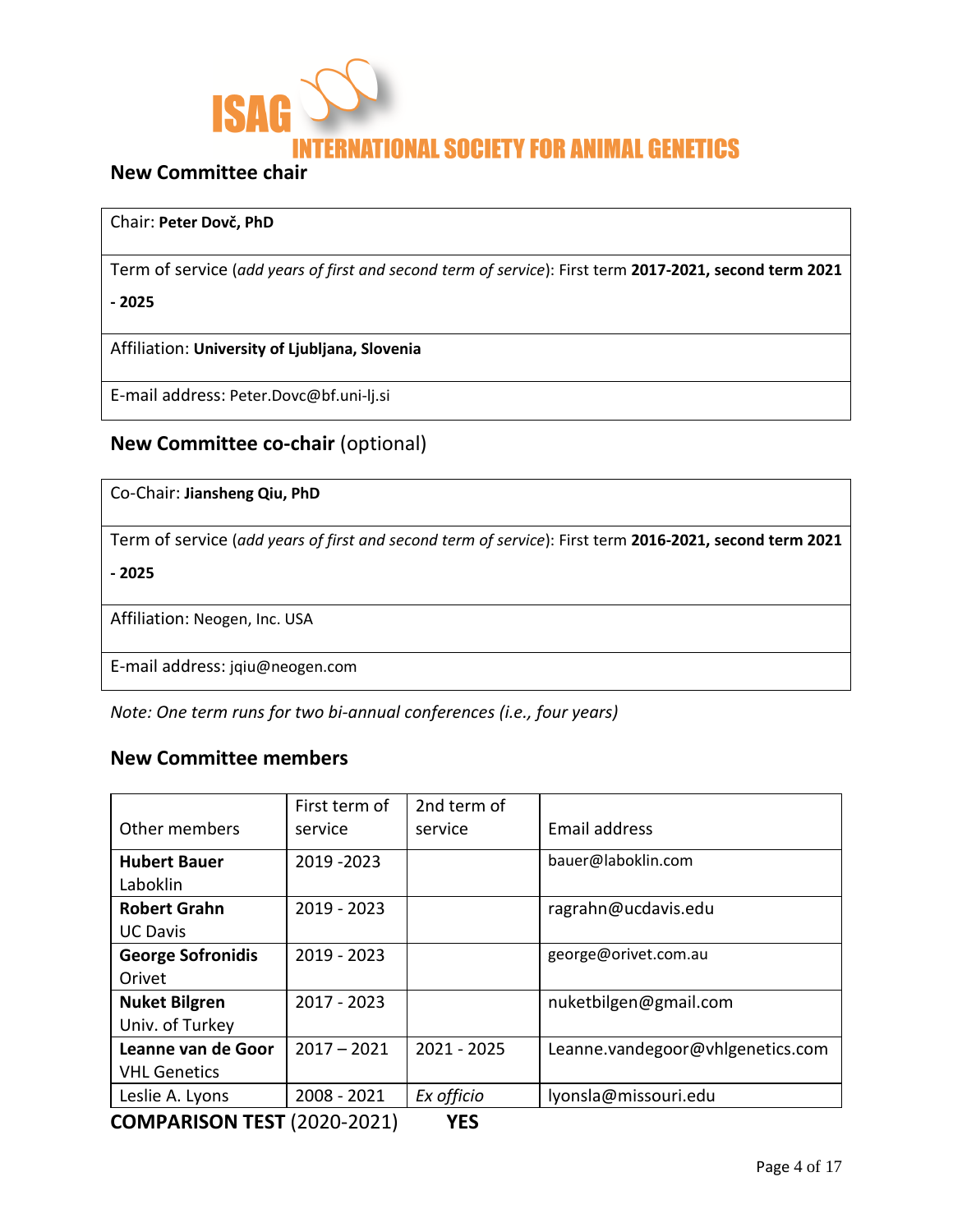ISAG

INTERNATIONAL SOCIETY FOR ANIMAL GENETICS

## New Committee chair

| Chair: **Peter Dovč, PhD** |
|---|
| Term of service (*add years of first and second term of service*): First term **2017-2021, second term 2021 - 2025** |
| Affiliation: **University of Ljubljana, Slovenia** |
| E-mail address: Peter.Dovc@bf.uni-lj.si |

## New Committee co-chair (optional)

| Co-Chair: **Jiansheng Qiu, PhD** |
|---|
| Term of service (*add years of first and second term of service*): First term **2016-2021, second term 2021 - 2025** |
| Affiliation: Neogen, Inc. USA |
| E-mail address: jqiu@neogen.com |

*Note: One term runs for two bi-annual conferences (i.e., four years)*

## New Committee members

| Other members | First term of service | 2nd term of service | Email address |
|---|---|---|---|
| **Hubert Bauer** Laboklin | 2019 -2023 | | bauer@laboklin.com |
| **Robert Grahn** UC Davis | 2019 - 2023 | | ragrahn@ucdavis.edu |
| **George Sofronidis** Orivet | 2019 - 2023 | | george@orivet.com.au |
| **Nuket Bilgren** Univ. of Turkey | 2017 - 2023 | | nuketbilgen@gmail.com |
| **Leanne van de Goor** VHL Genetics | 2017 – 2021 | 2021 - 2025 | Leanne.vandegoor@vhlgenetics.com |
| Leslie A. Lyons | 2008 - 2021 | *Ex officio* | lyonsla@missouri.edu |

**COMPARISON TEST** (2020-2021) **YES**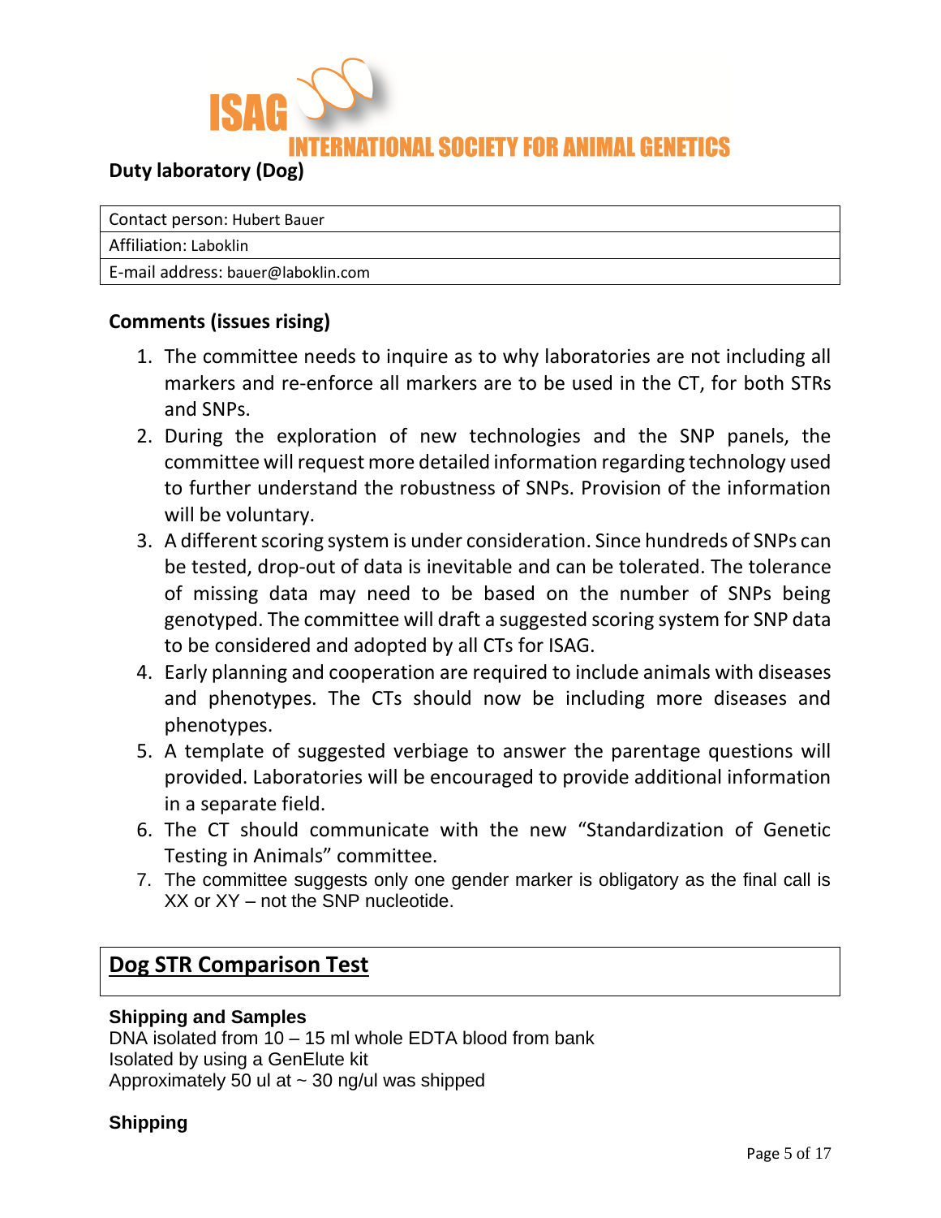ISAG INTERNATIONAL SOCIETY FOR ANIMAL GENETICS

## Duty laboratory (Dog)

| Contact person: Hubert Bauer |
|---|
| Affiliation: Laboklin |
| E-mail address: bauer@laboklin.com |

### Comments (issues rising)

1. The committee needs to inquire as to why laboratories are not including all markers and re-enforce all markers are to be used in the CT, for both STRs and SNPs.
2. During the exploration of new technologies and the SNP panels, the committee will request more detailed information regarding technology used to further understand the robustness of SNPs. Provision of the information will be voluntary.
3. A different scoring system is under consideration. Since hundreds of SNPs can be tested, drop-out of data is inevitable and can be tolerated. The tolerance of missing data may need to be based on the number of SNPs being genotyped. The committee will draft a suggested scoring system for SNP data to be considered and adopted by all CTs for ISAG.
4. Early planning and cooperation are required to include animals with diseases and phenotypes. The CTs should now be including more diseases and phenotypes.
5. A template of suggested verbiage to answer the parentage questions will provided. Laboratories will be encouraged to provide additional information in a separate field.
6. The CT should communicate with the new “Standardization of Genetic Testing in Animals” committee.
7. The committee suggests only one gender marker is obligatory as the final call is XX or XY – not the SNP nucleotide.

## Dog STR Comparison Test

### Shipping and Samples

DNA isolated from 10 – 15 ml whole EDTA blood from bank
Isolated by using a GenElute kit
Approximately 50 ul at ~ 30 ng/ul was shipped

### Shipping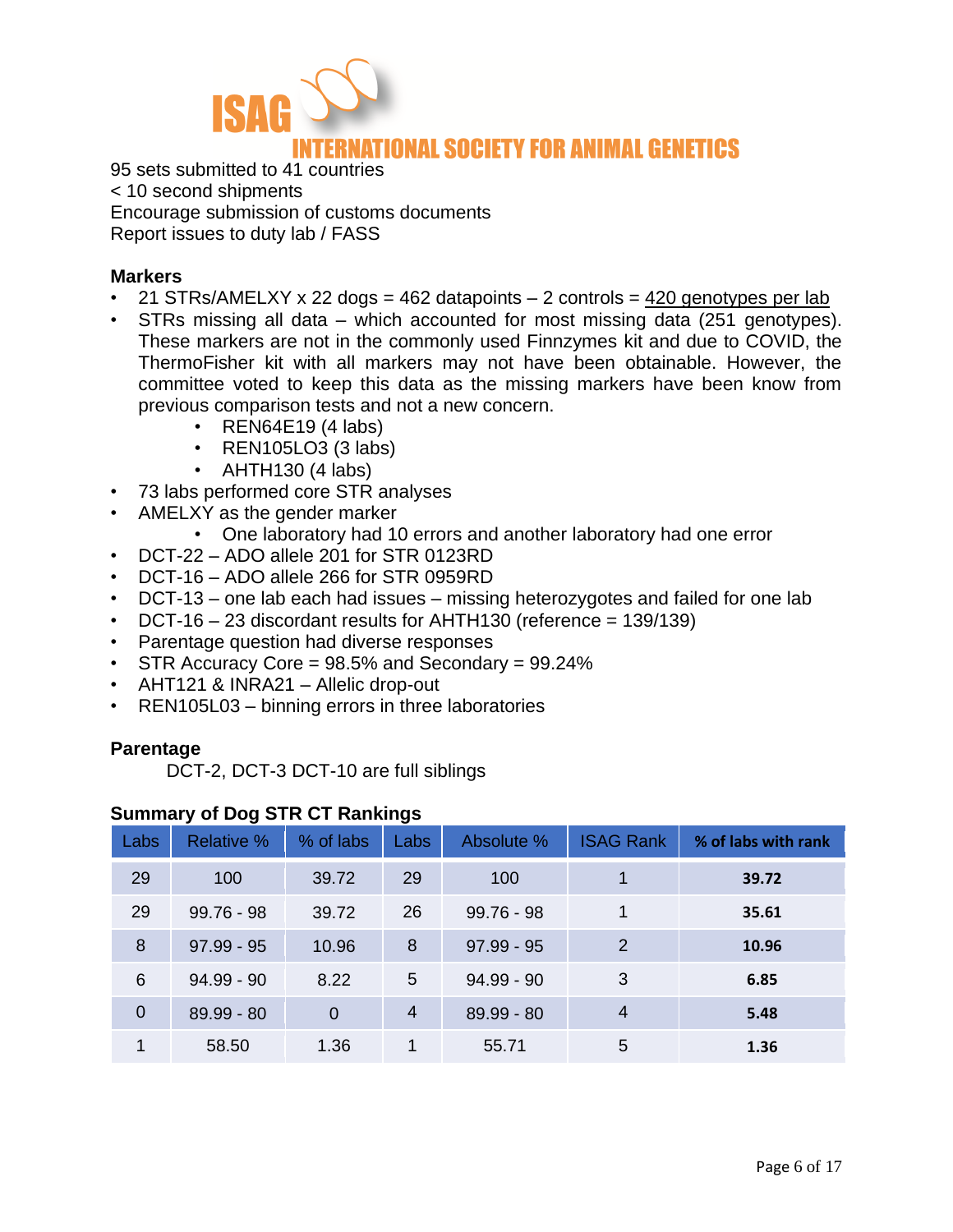95 sets submitted to 41 countries
< 10 second shipments
Encourage submission of customs documents
Report issues to duty lab / FASS

**Markers**

- 21 STRs/AMELXY x 22 dogs = 462 datapoints – 2 controls = 420 genotypes per lab
- STRs missing all data – which accounted for most missing data (251 genotypes). These markers are not in the commonly used Finnzymes kit and due to COVID, the ThermoFisher kit with all markers may not have been obtainable. However, the committee voted to keep this data as the missing markers have been know from previous comparison tests and not a new concern.
    - REN64E19 (4 labs)
    - REN105LO3 (3 labs)
    - AHTH130 (4 labs)
- 73 labs performed core STR analyses
- AMELXY as the gender marker
    - One laboratory had 10 errors and another laboratory had one error
- DCT-22 – ADO allele 201 for STR 0123RD
- DCT-16 – ADO allele 266 for STR 0959RD
- DCT-13 – one lab each had issues – missing heterozygotes and failed for one lab
- DCT-16 – 23 discordant results for AHTH130 (reference = 139/139)
- Parentage question had diverse responses
- STR Accuracy Core = 98.5% and Secondary = 99.24%
- AHT121 & INRA21 – Allelic drop-out
- REN105L03 – binning errors in three laboratories

**Parentage**

DCT-2, DCT-3 DCT-10 are full siblings

**Summary of Dog STR CT Rankings**

| Labs | Relative % | % of labs | Labs | Absolute % | ISAG Rank | % of labs with rank |
|---|---|---|---|---|---|---|
| 29 | 100 | 39.72 | 29 | 100 | 1 | **39.72** |
| 29 | 99.76 - 98 | 39.72 | 26 | 99.76 - 98 | 1 | **35.61** |
| 8 | 97.99 - 95 | 10.96 | 8 | 97.99 - 95 | 2 | **10.96** |
| 6 | 94.99 - 90 | 8.22 | 5 | 94.99 - 90 | 3 | **6.85** |
| 0 | 89.99 - 80 | 0 | 4 | 89.99 - 80 | 4 | **5.48** |
| 1 | 58.50 | 1.36 | 1 | 55.71 | 5 | **1.36** |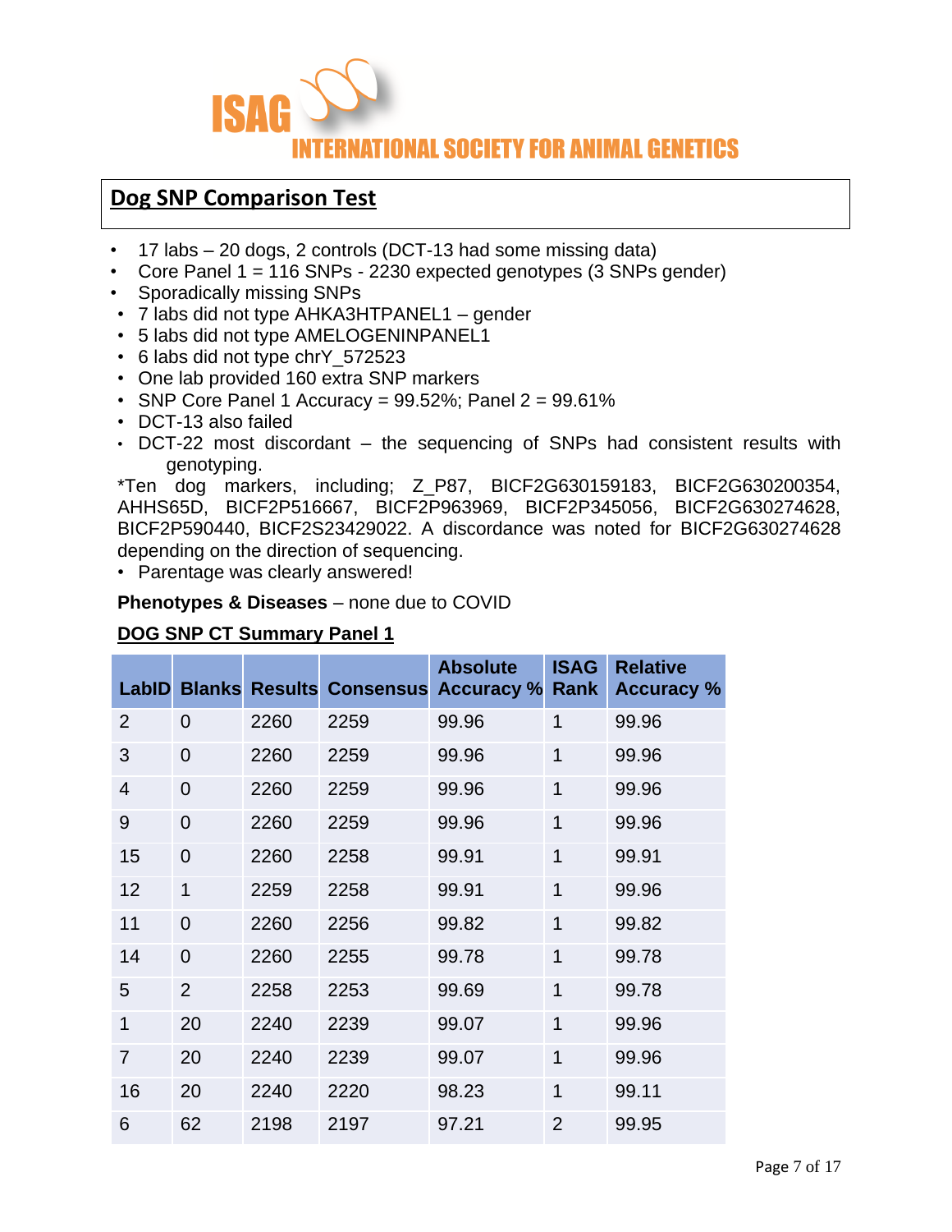ISAG

INTERNATIONAL SOCIETY FOR ANIMAL GENETICS

## Dog SNP Comparison Test

- 17 labs – 20 dogs, 2 controls (DCT-13 had some missing data)
- Core Panel 1 = 116 SNPs - 2230 expected genotypes (3 SNPs gender)
- Sporadically missing SNPs
- 7 labs did not type AHKA3HTPANEL1 – gender
- 5 labs did not type AMELOGENINPANEL1
- 6 labs did not type chrY_572523
- One lab provided 160 extra SNP markers
- SNP Core Panel 1 Accuracy = 99.52%; Panel 2 = 99.61%
- DCT-13 also failed
- DCT-22 most discordant – the sequencing of SNPs had consistent results with genotyping.

*Ten dog markers, including; Z_P87, BICF2G630159183, BICF2G630200354, AHHS65D, BICF2P516667, BICF2P963969, BICF2P345056, BICF2G630274628, BICF2P590440, BICF2S23429022. A discordance was noted for BICF2G630274628 depending on the direction of sequencing.

- Parentage was clearly answered!

**Phenotypes & Diseases** – none due to COVID

### DOG SNP CT Summary Panel 1

| LabID | Blanks | Results | Consensus | Absolute Accuracy % | ISAG Rank | Relative Accuracy % |
|---|---|---|---|---|---|---|
| 2 | 0 | 2260 | 2259 | 99.96 | 1 | 99.96 |
| 3 | 0 | 2260 | 2259 | 99.96 | 1 | 99.96 |
| 4 | 0 | 2260 | 2259 | 99.96 | 1 | 99.96 |
| 9 | 0 | 2260 | 2259 | 99.96 | 1 | 99.96 |
| 15 | 0 | 2260 | 2258 | 99.91 | 1 | 99.91 |
| 12 | 1 | 2259 | 2258 | 99.91 | 1 | 99.96 |
| 11 | 0 | 2260 | 2256 | 99.82 | 1 | 99.82 |
| 14 | 0 | 2260 | 2255 | 99.78 | 1 | 99.78 |
| 5 | 2 | 2258 | 2253 | 99.69 | 1 | 99.78 |
| 1 | 20 | 2240 | 2239 | 99.07 | 1 | 99.96 |
| 7 | 20 | 2240 | 2239 | 99.07 | 1 | 99.96 |
| 16 | 20 | 2240 | 2220 | 98.23 | 1 | 99.11 |
| 6 | 62 | 2198 | 2197 | 97.21 | 2 | 99.95 |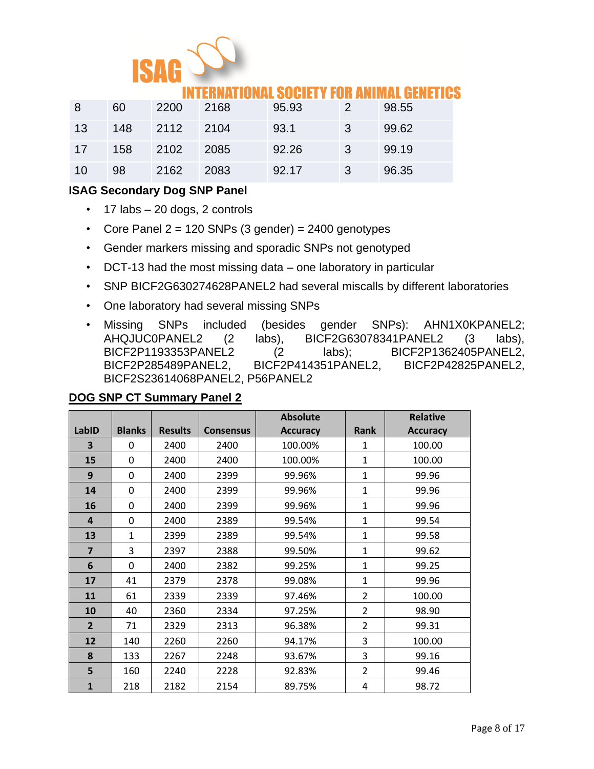| | | | | | | |
|---|---|---|---|---|---|---|
| 8 | 60 | 2200 | 2168 | 95.93 | 2 | 98.55 |
| 13 | 148 | 2112 | 2104 | 93.1 | 3 | 99.62 |
| 17 | 158 | 2102 | 2085 | 92.26 | 3 | 99.19 |
| 10 | 98 | 2162 | 2083 | 92.17 | 3 | 96.35 |

**ISAG Secondary Dog SNP Panel**

- 17 labs – 20 dogs, 2 controls
- Core Panel 2 = 120 SNPs (3 gender) = 2400 genotypes
- Gender markers missing and sporadic SNPs not genotyped
- DCT-13 had the most missing data – one laboratory in particular
- SNP BICF2G630274628PANEL2 had several miscalls by different laboratories
- One laboratory had several missing SNPs
- Missing SNPs included (besides gender SNPs): AHN1X0KPANEL2; AHQJUC0PANEL2 (2 labs), BICF2G63078341PANEL2 (3 labs), BICF2P1193353PANEL2 (2 labs); BICF2P1362405PANEL2, BICF2P285489PANEL2, BICF2P414351PANEL2, BICF2P42825PANEL2, BICF2S23614068PANEL2, P56PANEL2

**DOG SNP CT Summary Panel 2**

| LabID | Blanks | Results | Consensus | Absolute Accuracy | Rank | Relative Accuracy |
|---|---|---|---|---|---|---|
| **3** | 0 | 2400 | 2400 | 100.00% | 1 | 100.00 |
| **15** | 0 | 2400 | 2400 | 100.00% | 1 | 100.00 |
| **9** | 0 | 2400 | 2399 | 99.96% | 1 | 99.96 |
| **14** | 0 | 2400 | 2399 | 99.96% | 1 | 99.96 |
| **16** | 0 | 2400 | 2399 | 99.96% | 1 | 99.96 |
| **4** | 0 | 2400 | 2389 | 99.54% | 1 | 99.54 |
| **13** | 1 | 2399 | 2389 | 99.54% | 1 | 99.58 |
| **7** | 3 | 2397 | 2388 | 99.50% | 1 | 99.62 |
| **6** | 0 | 2400 | 2382 | 99.25% | 1 | 99.25 |
| **17** | 41 | 2379 | 2378 | 99.08% | 1 | 99.96 |
| **11** | 61 | 2339 | 2339 | 97.46% | 2 | 100.00 |
| **10** | 40 | 2360 | 2334 | 97.25% | 2 | 98.90 |
| **2** | 71 | 2329 | 2313 | 96.38% | 2 | 99.31 |
| **12** | 140 | 2260 | 2260 | 94.17% | 3 | 100.00 |
| **8** | 133 | 2267 | 2248 | 93.67% | 3 | 99.16 |
| **5** | 160 | 2240 | 2228 | 92.83% | 2 | 99.46 |
| **1** | 218 | 2182 | 2154 | 89.75% | 4 | 98.72 |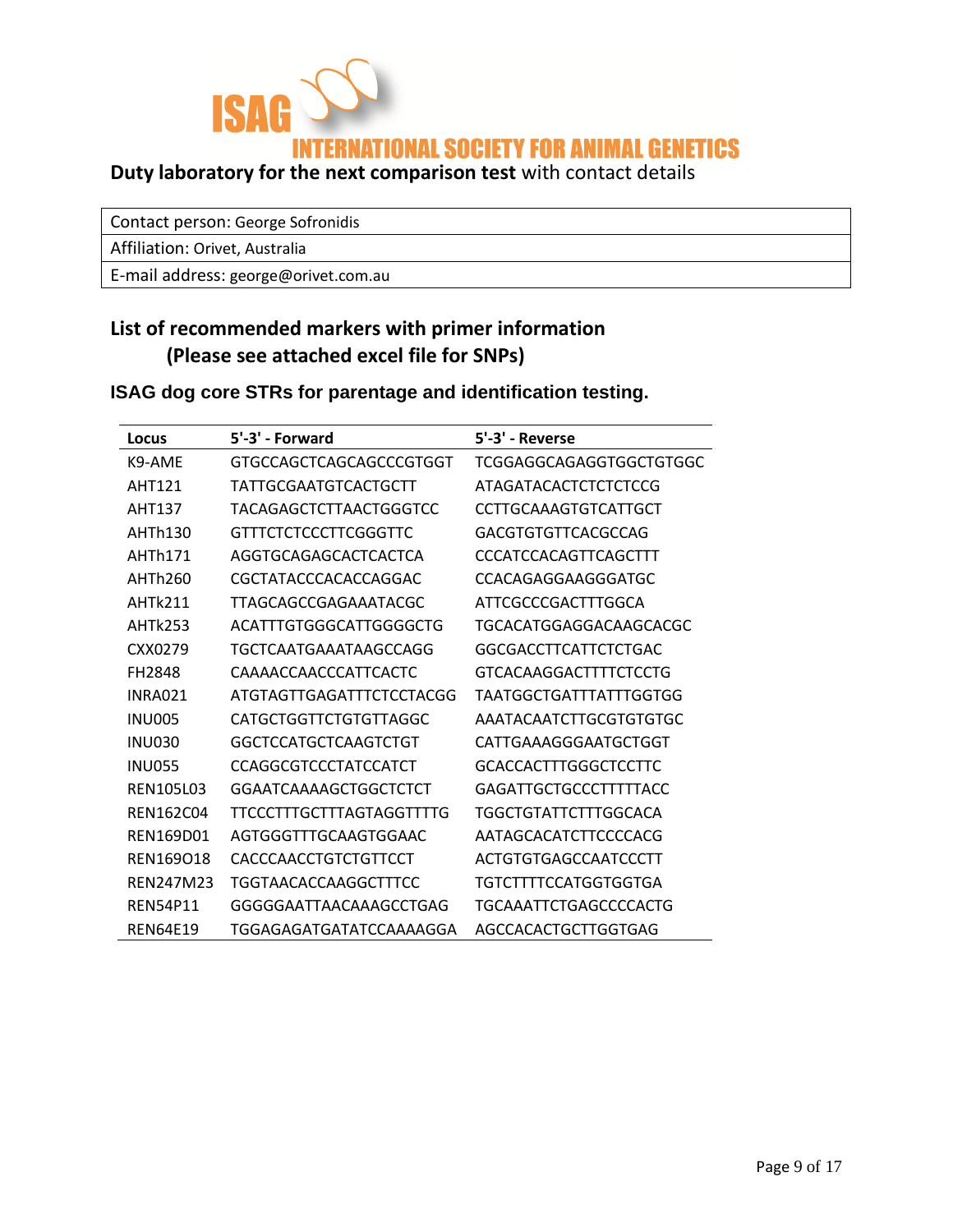ISAG

INTERNATIONAL SOCIETY FOR ANIMAL GENETICS

**Duty laboratory for the next comparison test** with contact details

| Contact person: George Sofronidis |
|---|
| Affiliation: Orivet, Australia |
| E-mail address: george@orivet.com.au |

## List of recommended markers with primer information
## (Please see attached excel file for SNPs)

### ISAG dog core STRs for parentage and identification testing.

| Locus | 5'-3' - Forward | 5'-3' - Reverse |
|---|---|---|
| K9-AME | GTGCCAGCTCAGCAGCCCGTGGT | TCGGAGGCAGAGGTGGCTGTGGC |
| AHT121 | TATTGCGAATGTCACTGCTT | ATAGATACACTCTCTCTCCG |
| AHT137 | TACAGAGCTCTTAACTGGGTCC | CCTTGCAAAGTGTCATTGCT |
| AHTh130 | GTTTCTCTCCCTTCGGGTTC | GACGTGTGTTCACGCCAG |
| AHTh171 | AGGTGCAGAGCACTCACTCA | CCCATCCACAGTTCAGCTTT |
| AHTh260 | CGCTATACCCACACCAGGAC | CCACAGAGGAAGGGATGC |
| AHTk211 | TTAGCAGCCGAGAAATACGC | ATTCGCCCGACTTTGGCA |
| AHTk253 | ACATTTGTGGGCATTGGGGCTG | TGCACATGGAGGACAAGCACGC |
| CXX0279 | TGCTCAATGAAATAAGCCAGG | GGCGACCTTCATTCTCTGAC |
| FH2848 | CAAAACCAACCCATTCACTC | GTCACAAGGACTTTTCTCCTG |
| INRA021 | ATGTAGTTGAGATTTCTCCTACGG | TAATGGCTGATTTATTTGGTGG |
| INU005 | CATGCTGGTTCTGTGTTAGGC | AAATACAATCTTGCGTGTGTGC |
| INU030 | GGCTCCATGCTCAAGTCTGT | CATTGAAAGGGAATGCTGGT |
| INU055 | CCAGGCGTCCCTATCCATCT | GCACCACTTTGGGCTCCTTC |
| REN105L03 | GGAATCAAAAGCTGGCTCTCT | GAGATTGCTGCCCTTTTTACC |
| REN162C04 | TTCCCTTTGCTTTAGTAGGTTTTG | TGGCTGTATTCTTTGGCACA |
| REN169D01 | AGTGGGTTTGCAAGTGGAAC | AATAGCACATCTTCCCCACG |
| REN169O18 | CACCCAACCTGTCTGTTCCT | ACTGTGTGAGCCAATCCCTT |
| REN247M23 | TGGTAACACCAAGGCTTTCC | TGTCTTTTCCATGGTGGTGA |
| REN54P11 | GGGGGAATTAACAAAGCCTGAG | TGCAAATTCTGAGCCCCACTG |
| REN64E19 | TGGAGAGATGATATCCAAAAGGA | AGCCACACTGCTTGGTGAG |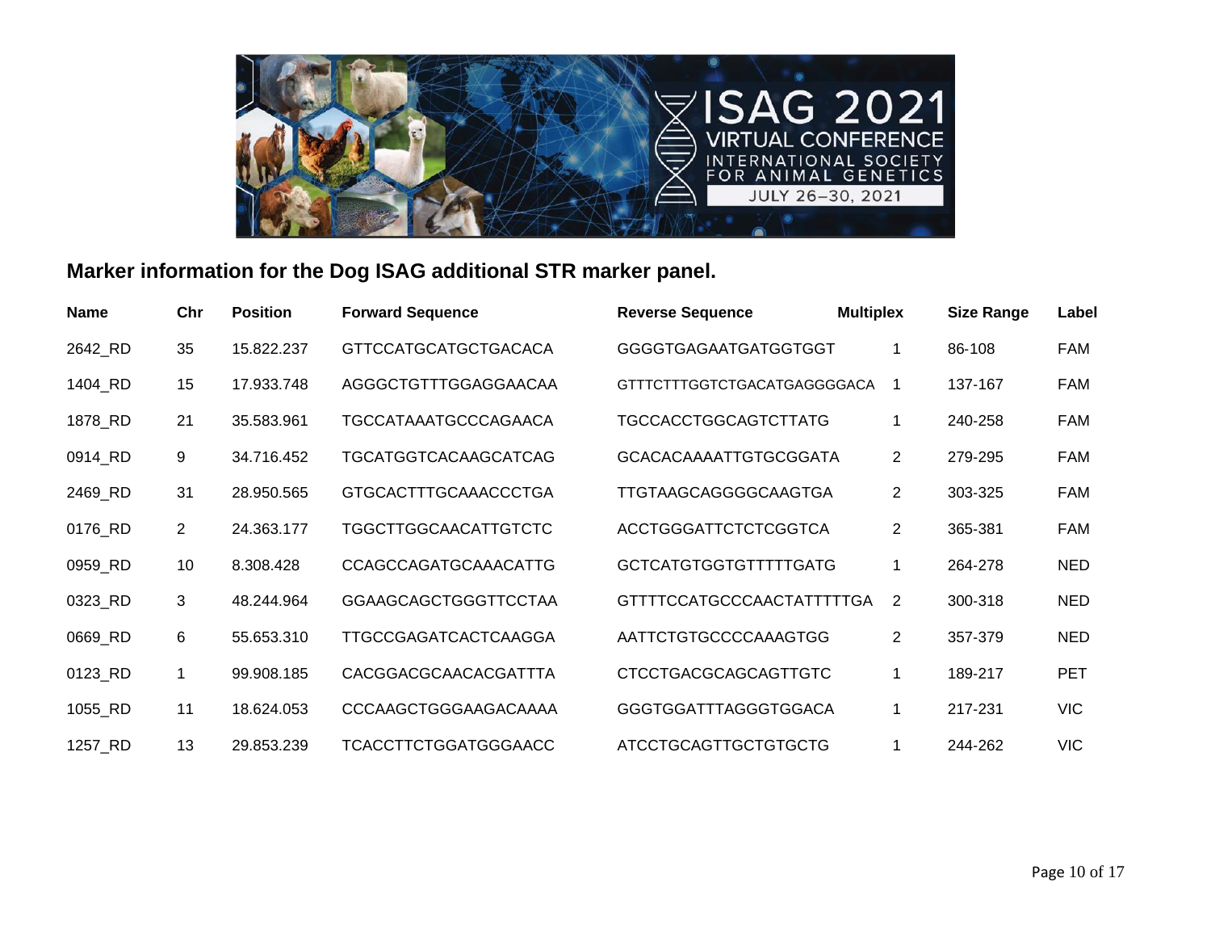## Marker information for the Dog ISAG additional STR marker panel.

| Name | Chr | Position | Forward Sequence | Reverse Sequence | Multiplex | Size Range | Label |
|---|---|---|---|---|---|---|---|
| 2642_RD | 35 | 15.822.237 | GTTCCATGCATGCTGACACA | GGGGTGAGAATGATGGTGGT | 1 | 86-108 | FAM |
| 1404_RD | 15 | 17.933.748 | AGGGCTGTTTGGAGGAACAA | GTTTCTTTGGTCTGACATGAGGGGACA | 1 | 137-167 | FAM |
| 1878_RD | 21 | 35.583.961 | TGCCATAAATGCCCAGAACA | TGCCACCTGGCAGTCTTATG | 1 | 240-258 | FAM |
| 0914_RD | 9 | 34.716.452 | TGCATGGTCACAAGCATCAG | GCACACAAAATTGTGCGGATA | 2 | 279-295 | FAM |
| 2469_RD | 31 | 28.950.565 | GTGCACTTTGCAAACCCTGA | TTGTAAGCAGGGGCAAGTGA | 2 | 303-325 | FAM |
| 0176_RD | 2 | 24.363.177 | TGGCTTGGCAACATTGTCTC | ACCTGGGATTCTCTCGGTCA | 2 | 365-381 | FAM |
| 0959_RD | 10 | 8.308.428 | CCAGCCAGATGCAAACATTG | GCTCATGTGGTGTTTTTGATG | 1 | 264-278 | NED |
| 0323_RD | 3 | 48.244.964 | GGAAGCAGCTGGGTTCCTAA | GTTTTCCATGCCCAACTATTTTTGA | 2 | 300-318 | NED |
| 0669_RD | 6 | 55.653.310 | TTGCCGAGATCACTCAAGGA | AATTCTGTGCCCCAAAGTGG | 2 | 357-379 | NED |
| 0123_RD | 1 | 99.908.185 | CACGGACGCAACACGATTTA | CTCCTGACGCAGCAGTTGTC | 1 | 189-217 | PET |
| 1055_RD | 11 | 18.624.053 | CCCAAGCTGGGAAGACAAAA | GGGTGGATTTAGGGTGGACA | 1 | 217-231 | VIC |
| 1257_RD | 13 | 29.853.239 | TCACCTTCTGGATGGGAACC | ATCCTGCAGTTGCTGTGCTG | 1 | 244-262 | VIC |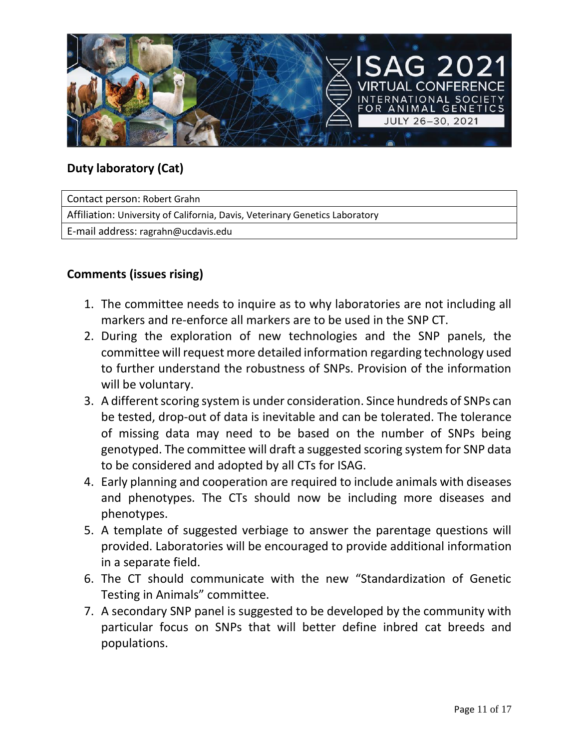## Duty laboratory (Cat)

| Contact person: Robert Grahn |
| --- |
| Affiliation: University of California, Davis, Veterinary Genetics Laboratory |
| E-mail address: ragrahn@ucdavis.edu |

## Comments (issues rising)

1. The committee needs to inquire as to why laboratories are not including all markers and re-enforce all markers are to be used in the SNP CT.
2. During the exploration of new technologies and the SNP panels, the committee will request more detailed information regarding technology used to further understand the robustness of SNPs. Provision of the information will be voluntary.
3. A different scoring system is under consideration. Since hundreds of SNPs can be tested, drop-out of data is inevitable and can be tolerated. The tolerance of missing data may need to be based on the number of SNPs being genotyped. The committee will draft a suggested scoring system for SNP data to be considered and adopted by all CTs for ISAG.
4. Early planning and cooperation are required to include animals with diseases and phenotypes. The CTs should now be including more diseases and phenotypes.
5. A template of suggested verbiage to answer the parentage questions will provided. Laboratories will be encouraged to provide additional information in a separate field.
6. The CT should communicate with the new "Standardization of Genetic Testing in Animals" committee.
7. A secondary SNP panel is suggested to be developed by the community with particular focus on SNPs that will better define inbred cat breeds and populations.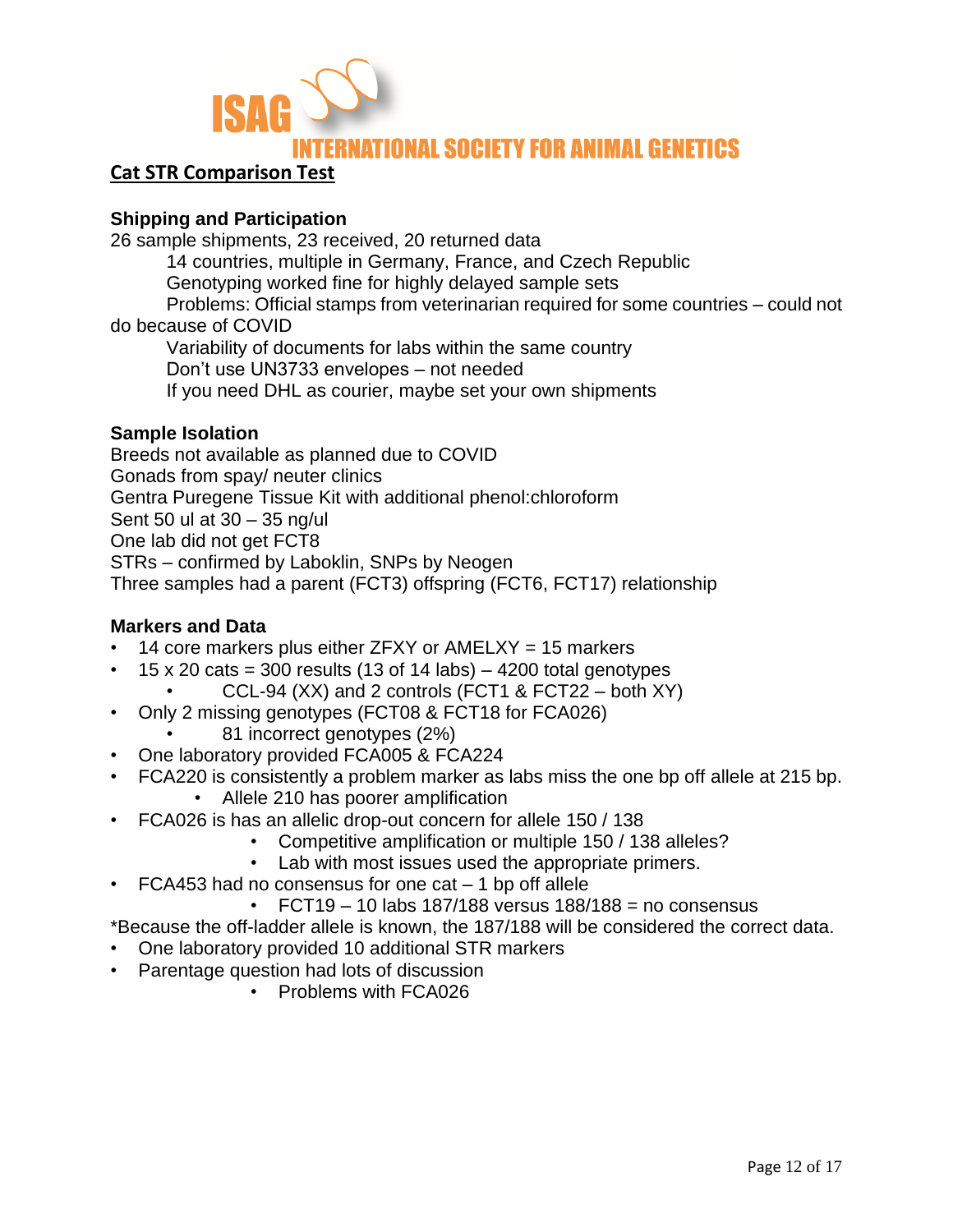ISAG

INTERNATIONAL SOCIETY FOR ANIMAL GENETICS

## Cat STR Comparison Test

### Shipping and Participation

26 sample shipments, 23 received, 20 returned data

- 14 countries, multiple in Germany, France, and Czech Republic
- Genotyping worked fine for highly delayed sample sets
- Problems: Official stamps from veterinarian required for some countries – could not do because of COVID
- Variability of documents for labs within the same country
- Don't use UN3733 envelopes – not needed
- If you need DHL as courier, maybe set your own shipments

### Sample Isolation

Breeds not available as planned due to COVID
Gonads from spay/ neuter clinics
Gentra Puregene Tissue Kit with additional phenol:chloroform
Sent 50 ul at 30 – 35 ng/ul
One lab did not get FCT8
STRs – confirmed by Laboklin, SNPs by Neogen
Three samples had a parent (FCT3) offspring (FCT6, FCT17) relationship

### Markers and Data

- 14 core markers plus either ZFXY or AMELXY = 15 markers
- 15 x 20 cats = 300 results (13 of 14 labs) – 4200 total genotypes
  - CCL-94 (XX) and 2 controls (FCT1 & FCT22 – both XY)
- Only 2 missing genotypes (FCT08 & FCT18 for FCA026)
  - 81 incorrect genotypes (2%)
- One laboratory provided FCA005 & FCA224
- FCA220 is consistently a problem marker as labs miss the one bp off allele at 215 bp.
  - Allele 210 has poorer amplification
- FCA026 is has an allelic drop-out concern for allele 150 / 138
  - Competitive amplification or multiple 150 / 138 alleles?
  - Lab with most issues used the appropriate primers.
- FCA453 had no consensus for one cat – 1 bp off allele
  - FCT19 – 10 labs 187/188 versus 188/188 = no consensus

*Because the off-ladder allele is known, the 187/188 will be considered the correct data.

- One laboratory provided 10 additional STR markers
- Parentage question had lots of discussion
  - Problems with FCA026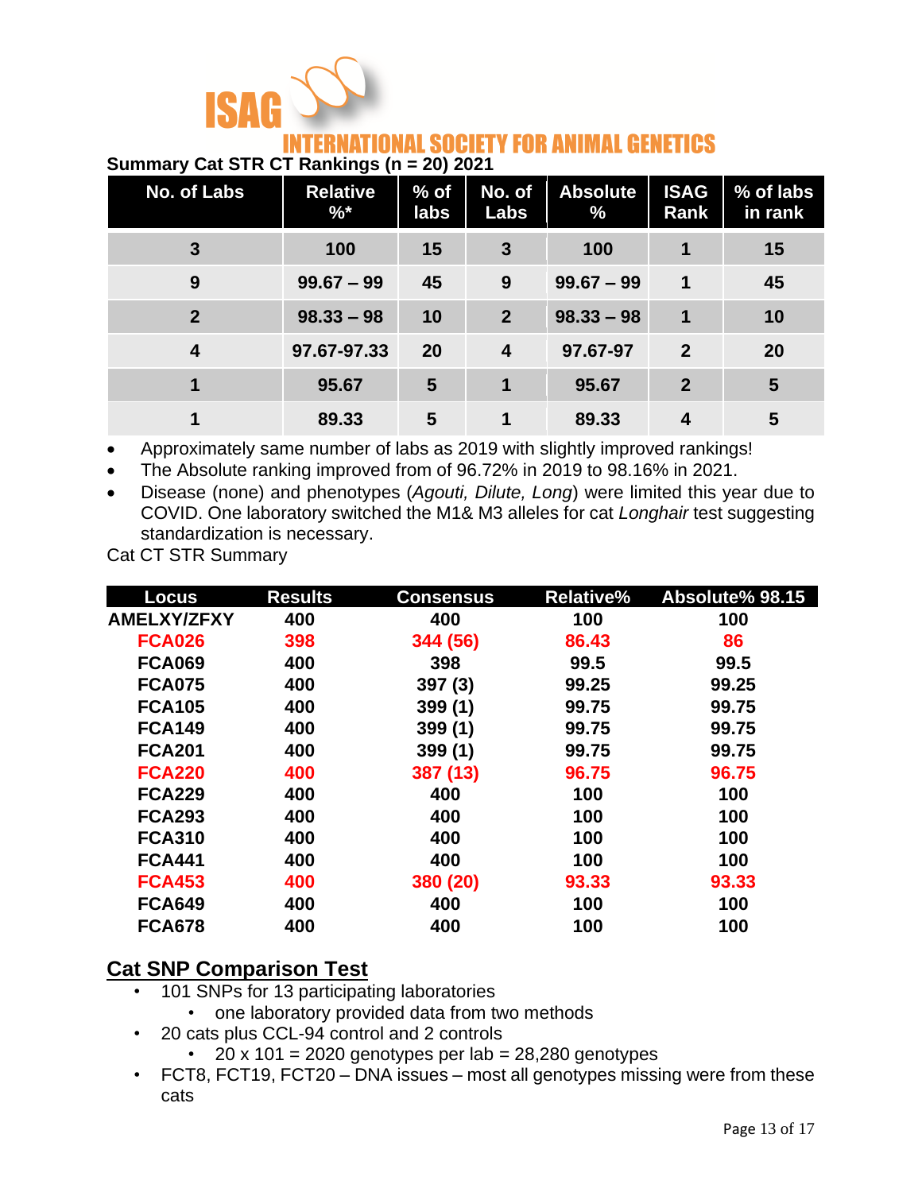ISAG

INTERNATIONAL SOCIETY FOR ANIMAL GENETICS

**Summary Cat STR CT Rankings (n = 20) 2021**

| No. of Labs | Relative %* | % of labs | No. of Labs | Absolute % | ISAG Rank | % of labs in rank |
|---|---|---|---|---|---|---|
| 3 | 100 | 15 | 3 | 100 | 1 | 15 |
| 9 | 99.67 – 99 | 45 | 9 | 99.67 – 99 | 1 | 45 |
| 2 | 98.33 – 98 | 10 | 2 | 98.33 – 98 | 1 | 10 |
| 4 | 97.67-97.33 | 20 | 4 | 97.67-97 | 2 | 20 |
| 1 | 95.67 | 5 | 1 | 95.67 | 2 | 5 |
| 1 | 89.33 | 5 | 1 | 89.33 | 4 | 5 |

- Approximately same number of labs as 2019 with slightly improved rankings!
- The Absolute ranking improved from of 96.72% in 2019 to 98.16% in 2021.
- Disease (none) and phenotypes (*Agouti, Dilute, Long*) were limited this year due to COVID. One laboratory switched the M1& M3 alleles for cat *Longhair* test suggesting standardization is necessary.

Cat CT STR Summary

| Locus | Results | Consensus | Relative% | Absolute% 98.15 |
|---|---|---|---|---|
| AMELXY/ZFXY | 400 | 400 | 100 | 100 |
| FCA026 | 398 | 344 (56) | 86.43 | 86 |
| FCA069 | 400 | 398 | 99.5 | 99.5 |
| FCA075 | 400 | 397 (3) | 99.25 | 99.25 |
| FCA105 | 400 | 399 (1) | 99.75 | 99.75 |
| FCA149 | 400 | 399 (1) | 99.75 | 99.75 |
| FCA201 | 400 | 399 (1) | 99.75 | 99.75 |
| FCA220 | 400 | 387 (13) | 96.75 | 96.75 |
| FCA229 | 400 | 400 | 100 | 100 |
| FCA293 | 400 | 400 | 100 | 100 |
| FCA310 | 400 | 400 | 100 | 100 |
| FCA441 | 400 | 400 | 100 | 100 |
| FCA453 | 400 | 380 (20) | 93.33 | 93.33 |
| FCA649 | 400 | 400 | 100 | 100 |
| FCA678 | 400 | 400 | 100 | 100 |

## Cat SNP Comparison Test

- 101 SNPs for 13 participating laboratories
  - one laboratory provided data from two methods
- 20 cats plus CCL-94 control and 2 controls
  - 20 x 101 = 2020 genotypes per lab = 28,280 genotypes
- FCT8, FCT19, FCT20 – DNA issues – most all genotypes missing were from these cats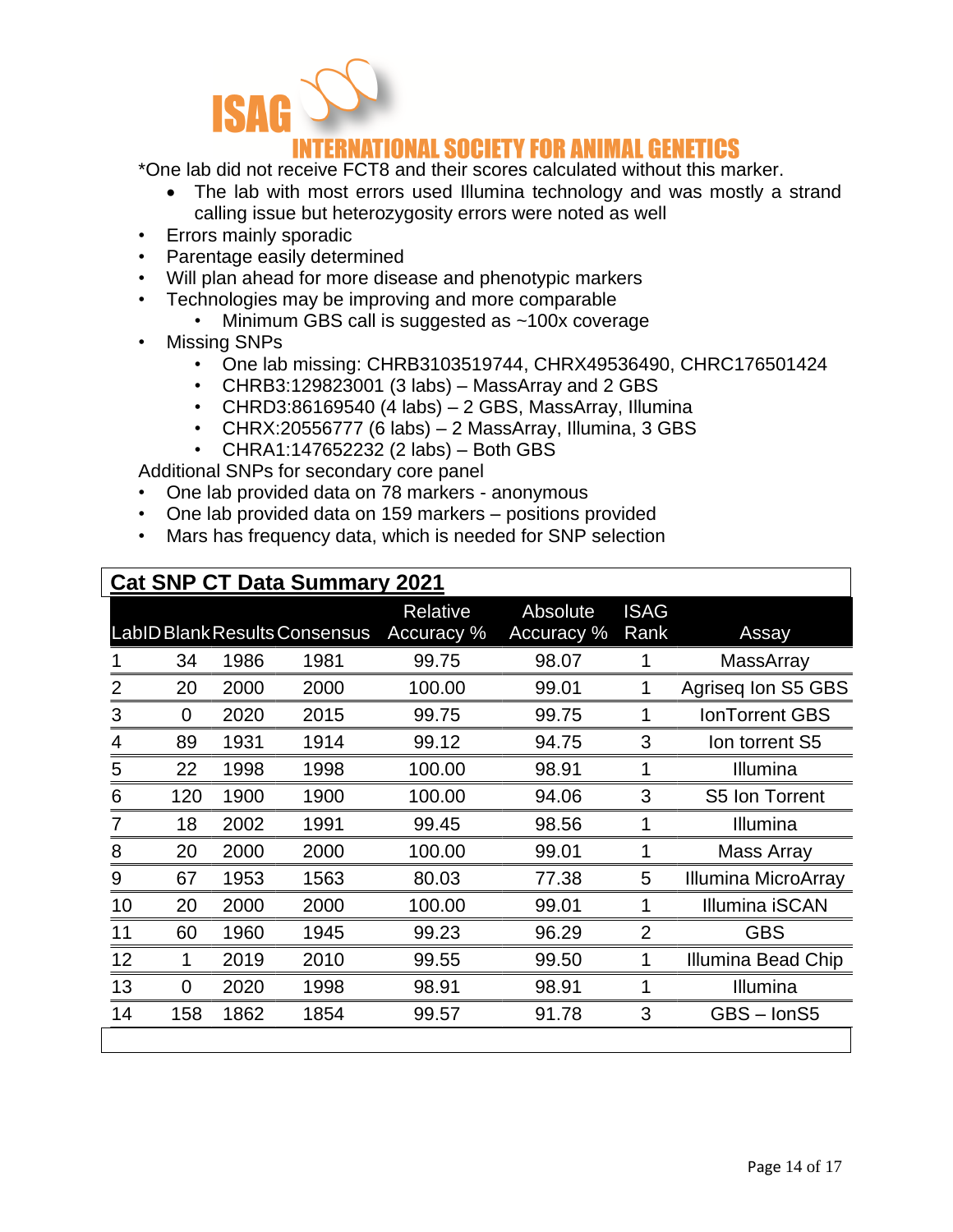*One lab did not receive FCT8 and their scores calculated without this marker.

- The lab with most errors used Illumina technology and was mostly a strand calling issue but heterozygosity errors were noted as well

- Errors mainly sporadic
- Parentage easily determined
- Will plan ahead for more disease and phenotypic markers
- Technologies may be improving and more comparable
  - Minimum GBS call is suggested as ~100x coverage
- Missing SNPs
  - One lab missing: CHRB3103519744, CHRX49536490, CHRC176501424
  - CHRB3:129823001 (3 labs) – MassArray and 2 GBS
  - CHRD3:86169540 (4 labs) – 2 GBS, MassArray, Illumina
  - CHRX:20556777 (6 labs) – 2 MassArray, Illumina, 3 GBS
  - CHRA1:147652232 (2 labs) – Both GBS

Additional SNPs for secondary core panel

- One lab provided data on 78 markers - anonymous
- One lab provided data on 159 markers – positions provided
- Mars has frequency data, which is needed for SNP selection

**Cat SNP CT Data Summary 2021**

| LabID | Blank | Results | Consensus | Relative Accuracy % | Absolute Accuracy % | ISAG Rank | Assay |
|---|---|---|---|---|---|---|---|
| 1 | 34 | 1986 | 1981 | 99.75 | 98.07 | 1 | MassArray |
| 2 | 20 | 2000 | 2000 | 100.00 | 99.01 | 1 | Agriseq Ion S5 GBS |
| 3 | 0 | 2020 | 2015 | 99.75 | 99.75 | 1 | IonTorrent GBS |
| 4 | 89 | 1931 | 1914 | 99.12 | 94.75 | 3 | Ion torrent S5 |
| 5 | 22 | 1998 | 1998 | 100.00 | 98.91 | 1 | Illumina |
| 6 | 120 | 1900 | 1900 | 100.00 | 94.06 | 3 | S5 Ion Torrent |
| 7 | 18 | 2002 | 1991 | 99.45 | 98.56 | 1 | Illumina |
| 8 | 20 | 2000 | 2000 | 100.00 | 99.01 | 1 | Mass Array |
| 9 | 67 | 1953 | 1563 | 80.03 | 77.38 | 5 | Illumina MicroArray |
| 10 | 20 | 2000 | 2000 | 100.00 | 99.01 | 1 | Illumina iSCAN |
| 11 | 60 | 1960 | 1945 | 99.23 | 96.29 | 2 | GBS |
| 12 | 1 | 2019 | 2010 | 99.55 | 99.50 | 1 | Illumina Bead Chip |
| 13 | 0 | 2020 | 1998 | 98.91 | 98.91 | 1 | Illumina |
| 14 | 158 | 1862 | 1854 | 99.57 | 91.78 | 3 | GBS – IonS5 |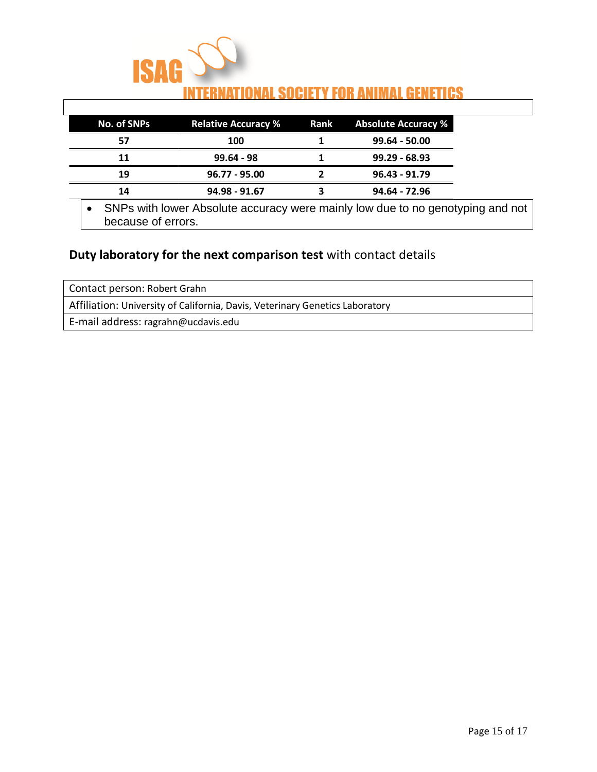| No. of SNPs | Relative Accuracy % | Rank | Absolute Accuracy % |
|---|---|---|---|
| **57** | **100** | **1** | **99.64 - 50.00** |
| **11** | **99.64 - 98** | **1** | **99.29 - 68.93** |
| **19** | **96.77 - 95.00** | **2** | **96.43 - 91.79** |
| **14** | **94.98 - 91.67** | **3** | **94.64 - 72.96** |

- SNPs with lower Absolute accuracy were mainly low due to no genotyping and not because of errors.

## **Duty laboratory for the next comparison test** with contact details

| Contact person: Robert Grahn |
|---|
| Affiliation: University of California, Davis, Veterinary Genetics Laboratory |
| E-mail address: ragrahn@ucdavis.edu |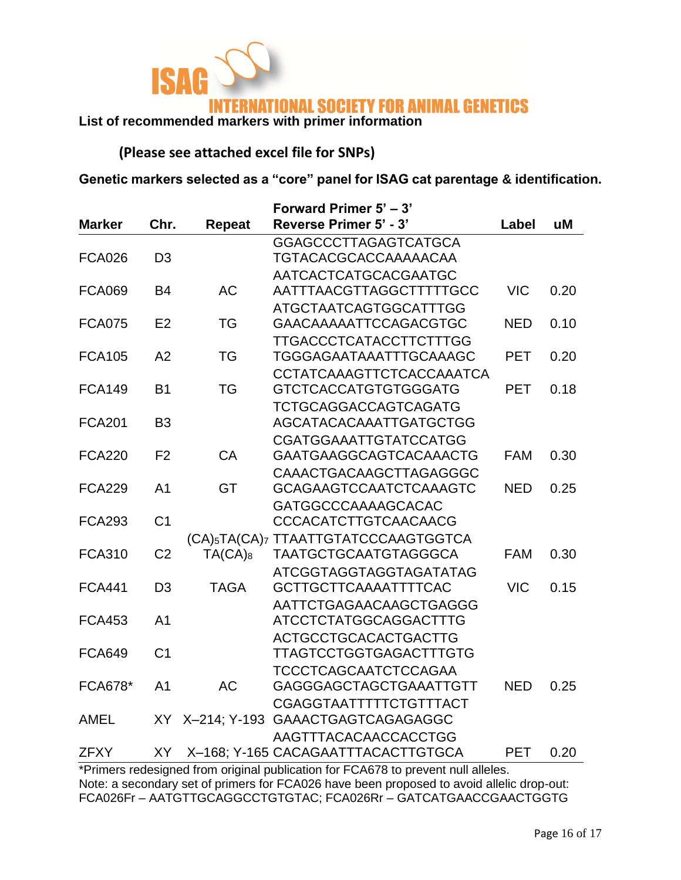**ISAG**

**INTERNATIONAL SOCIETY FOR ANIMAL GENETICS**

**List of recommended markers with primer information**

**(Please see attached excel file for SNPs)**

**Genetic markers selected as a "core" panel for ISAG cat parentage & identification.**

| Marker | Chr. | Repeat | Forward Primer 5' – 3' / Reverse Primer 5' - 3' | Label | uM |
|---|---|---|---|---|---|
| FCA026 | D3 | | GGAGCCCTTAGAGTCATGCA / TGTACACGCACCAAAAACAA | | |
| FCA069 | B4 | AC | AATCACTCATGCACGAATGC / AATTTAACGTTAGGCTTTTTGCC | VIC | 0.20 |
| FCA075 | E2 | TG | ATGCTAATCAGTGGCATTTGG / GAACAAAAATTCCAGACGTGC | NED | 0.10 |
| FCA105 | A2 | TG | TTGACCCTCATACCTTCTTTGG / TGGGAGAATAAATTTGCAAAGC | PET | 0.20 |
| FCA149 | B1 | TG | CCTATCAAAGTTCTCACCAAATCA / GTCTCACCATGTGTGGGATG | PET | 0.18 |
| FCA201 | B3 | | TCTGCAGGACCAGTCAGATG / AGCATACACAAATTGATGCTGG | | |
| FCA220 | F2 | CA | CGATGGAAATTGTATCCATGG / GAATGAAGGCAGTCACAAACTG | FAM | 0.30 |
| FCA229 | A1 | GT | CAAACTGACAAGCTTAGAGGGC / GCAGAAGTCCAATCTCAAAGTC | NED | 0.25 |
| FCA293 | C1 | | GATGGCCCAAAAGCACAC / CCCACATCTTGTCAACAACG | | |
| FCA310 | C2 | $(CA)_5TA(CA)_7TA(CA)_8$ | TTAATTGTATCCCAAGTGGTCA / TAATGCTGCAATGTAGGGCA | FAM | 0.30 |
| FCA441 | D3 | TAGA | ATCGGTAGGTAGGTAGATATAG / GCTTGCTTCAAAATTTTCAC | VIC | 0.15 |
| FCA453 | A1 | | AATTCTGAGAACAAGCTGAGGG / ATCCTCTATGGCAGGACTTTG | | |
| FCA649 | C1 | | ACTGCCTGCACACTGACTTG / TTAGTCCTGGTGAGACTTTGTG | | |
| FCA678* | A1 | AC | TCCCTCAGCAATCTCCAGAA / GAGGGAGCTAGCTGAAATTGTT | NED | 0.25 |
| AMEL | XY | X–214; Y-193 | CGAGGTAATTTTTCTGTTTACT / GAAACTGAGTCAGAGAGGC | | |
| ZFXY | XY | X–168; Y-165 | AAGTTTACACAACCACCTGG / CACAGAATTTACACTTGTGCA | PET | 0.20 |

*Primers redesigned from original publication for FCA678 to prevent null alleles.
Note: a secondary set of primers for FCA026 have been proposed to avoid allelic drop-out: FCA026Fr – AATGTTGCAGGCCTGTGTAC; FCA026Rr – GATCATGAACCGAACTGGTG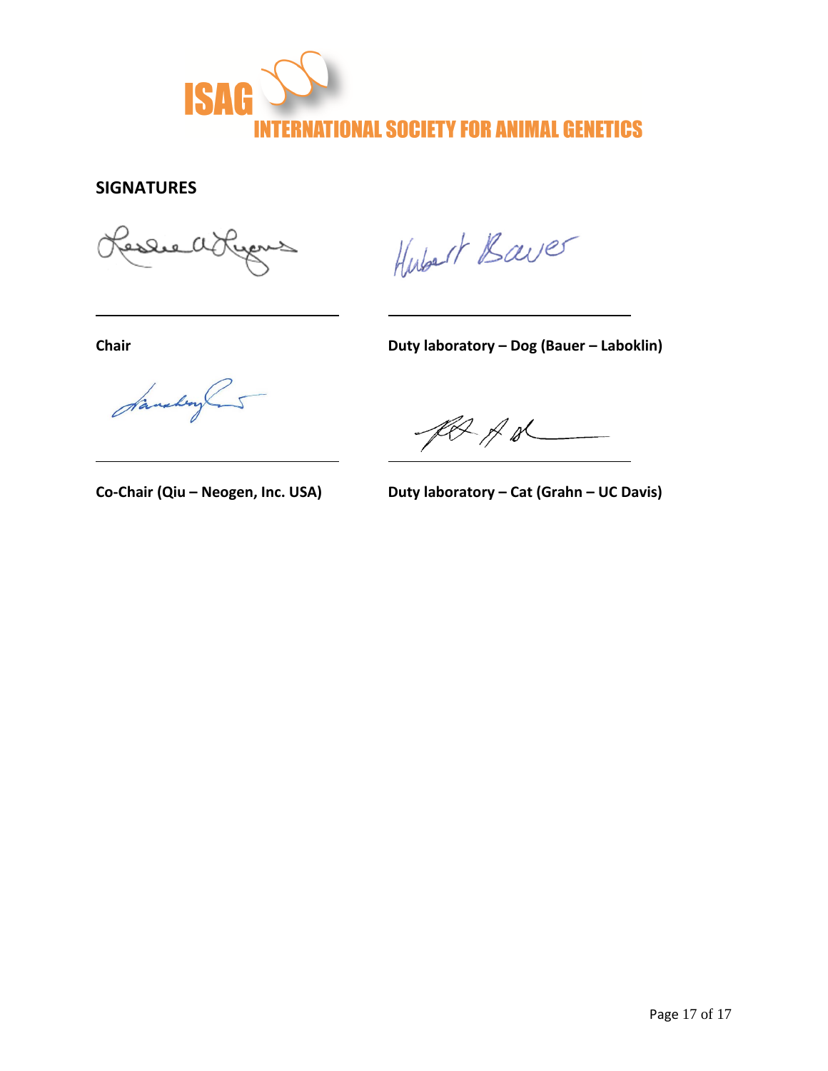ISAG

INTERNATIONAL SOCIETY FOR ANIMAL GENETICS

## SIGNATURES

| | |
|---|---|
| **Chair** | **Duty laboratory – Dog (Bauer – Laboklin)** |
| **Co-Chair (Qiu – Neogen, Inc. USA)** | **Duty laboratory – Cat (Grahn – UC Davis)** |